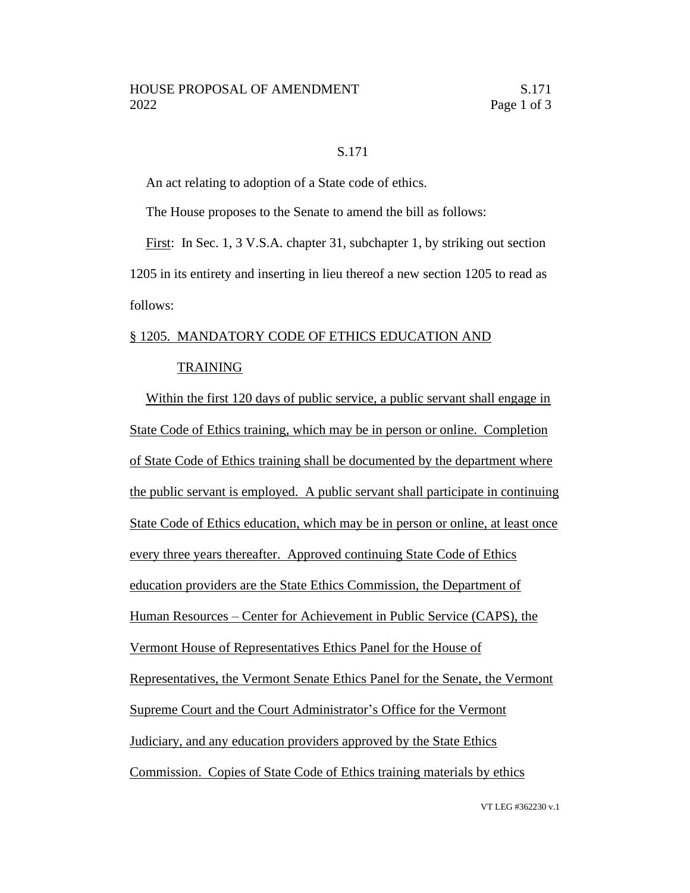S.171

An act relating to adoption of a State code of ethics.

The House proposes to the Senate to amend the bill as follows:

First: In Sec. 1, 3 V.S.A. chapter 31, subchapter 1, by striking out section 1205 in its entirety and inserting in lieu thereof a new section 1205 to read as follows:

§ 1205. MANDATORY CODE OF ETHICS EDUCATION AND TRAINING

Within the first 120 days of public service, a public servant shall engage in State Code of Ethics training, which may be in person or online. Completion of State Code of Ethics training shall be documented by the department where the public servant is employed. A public servant shall participate in continuing State Code of Ethics education, which may be in person or online, at least once every three years thereafter. Approved continuing State Code of Ethics education providers are the State Ethics Commission, the Department of Human Resources – Center for Achievement in Public Service (CAPS), the Vermont House of Representatives Ethics Panel for the House of Representatives, the Vermont Senate Ethics Panel for the Senate, the Vermont Supreme Court and the Court Administrator's Office for the Vermont Judiciary, and any education providers approved by the State Ethics Commission. Copies of State Code of Ethics training materials by ethics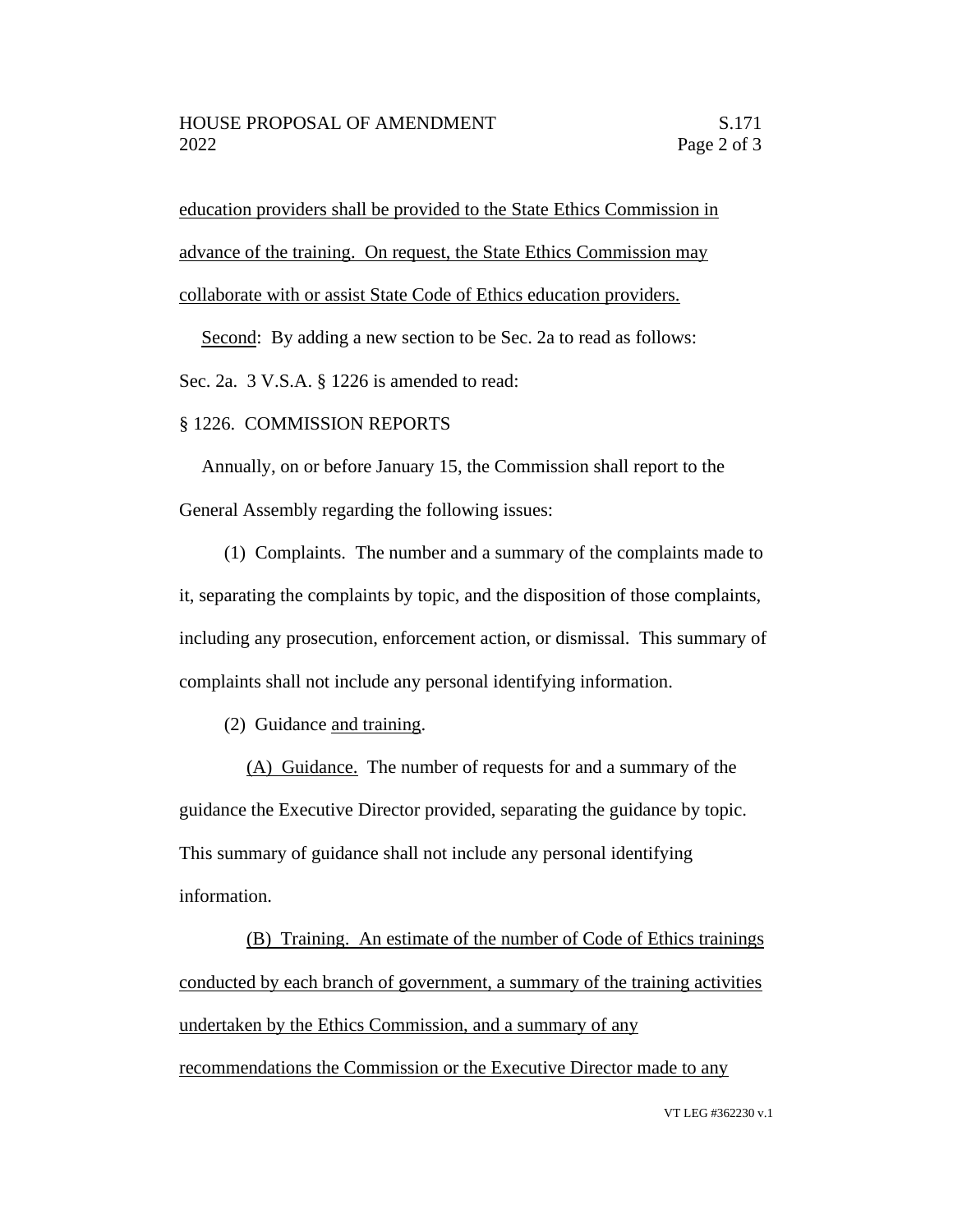education providers shall be provided to the State Ethics Commission in advance of the training. On request, the State Ethics Commission may collaborate with or assist State Code of Ethics education providers.

Second: By adding a new section to be Sec. 2a to read as follows:

Sec. 2a. 3 V.S.A. § 1226 is amended to read:

§ 1226. COMMISSION REPORTS

Annually, on or before January 15, the Commission shall report to the General Assembly regarding the following issues:

(1) Complaints. The number and a summary of the complaints made to it, separating the complaints by topic, and the disposition of those complaints, including any prosecution, enforcement action, or dismissal. This summary of complaints shall not include any personal identifying information.

(2) Guidance and training.

(A) Guidance. The number of requests for and a summary of the guidance the Executive Director provided, separating the guidance by topic. This summary of guidance shall not include any personal identifying information.

(B) Training. An estimate of the number of Code of Ethics trainings conducted by each branch of government, a summary of the training activities undertaken by the Ethics Commission, and a summary of any recommendations the Commission or the Executive Director made to any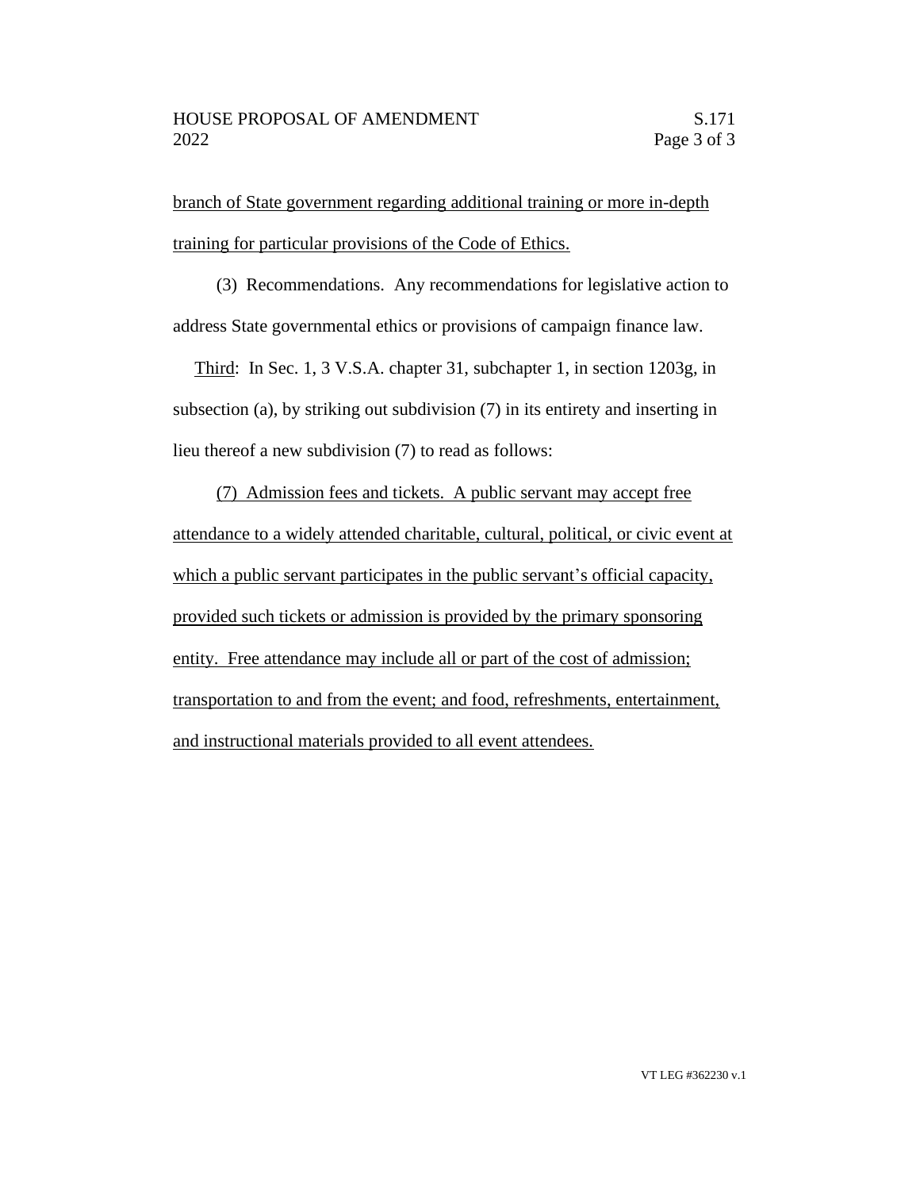branch of State government regarding additional training or more in-depth training for particular provisions of the Code of Ethics.

(3) Recommendations. Any recommendations for legislative action to address State governmental ethics or provisions of campaign finance law.

Third: In Sec. 1, 3 V.S.A. chapter 31, subchapter 1, in section 1203g, in subsection (a), by striking out subdivision (7) in its entirety and inserting in lieu thereof a new subdivision (7) to read as follows:

(7) Admission fees and tickets. A public servant may accept free attendance to a widely attended charitable, cultural, political, or civic event at which a public servant participates in the public servant's official capacity, provided such tickets or admission is provided by the primary sponsoring entity. Free attendance may include all or part of the cost of admission; transportation to and from the event; and food, refreshments, entertainment, and instructional materials provided to all event attendees.